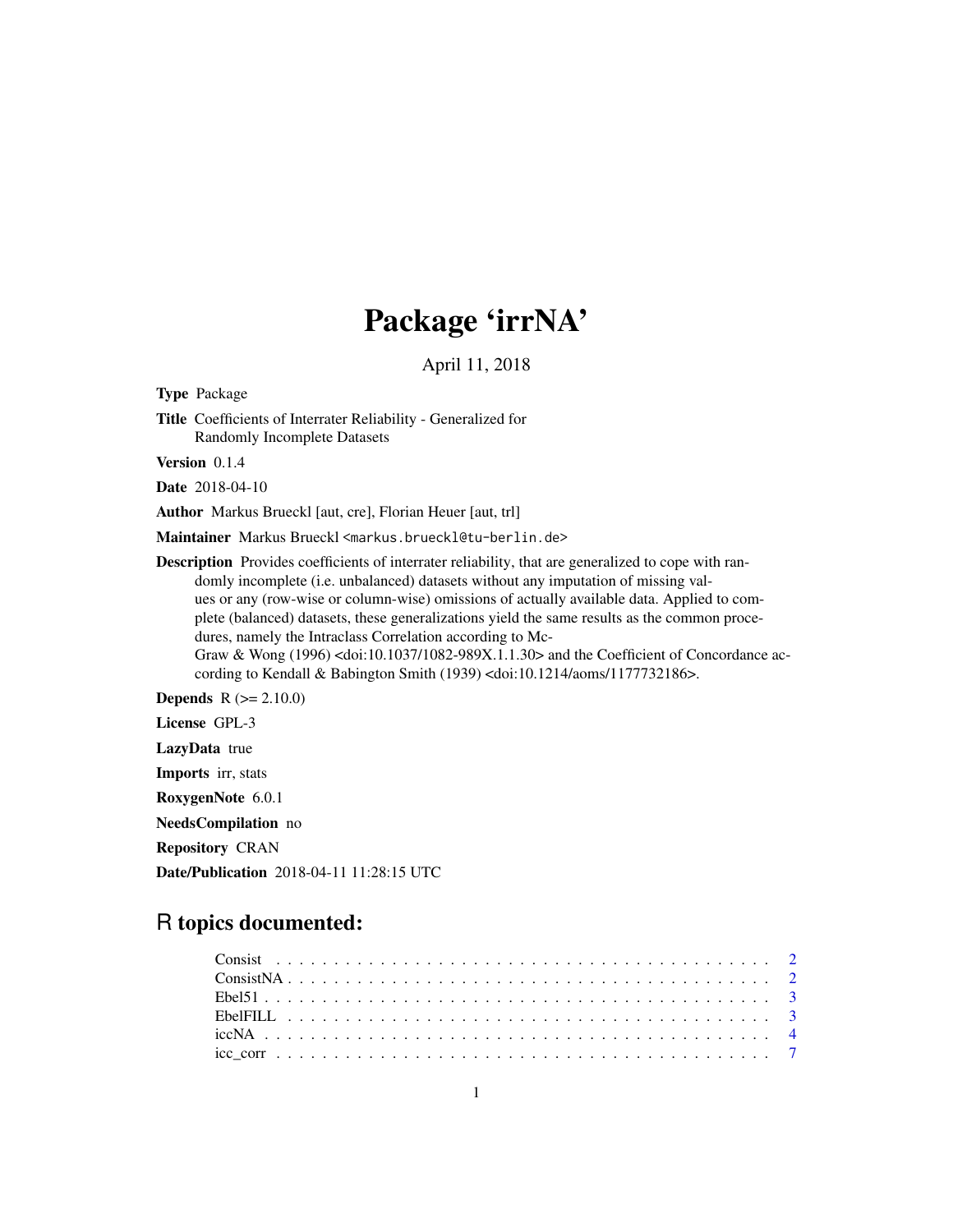# Package 'irrNA'

April 11, 2018

**Type** Package

**Title** Coefficients of Interrater Reliability - Generalized for Randomly Incomplete Datasets

**Version** 0.1.4

**Date** 2018-04-10

**Author** Markus Brueckl [aut, cre], Florian Heuer [aut, trl]

**Maintainer** Markus Brueckl <markus.brueckl@tu-berlin.de>

**Description** Provides coefficients of interrater reliability, that are generalized to cope with randomly incomplete (i.e. unbalanced) datasets without any imputation of missing values or any (row-wise or column-wise) omissions of actually available data. Applied to complete (balanced) datasets, these generalizations yield the same results as the common procedures, namely the Intraclass Correlation according to McGraw & Wong (1996) <doi:10.1037/1082-989X.1.1.30> and the Coefficient of Concordance according to Kendall & Babington Smith (1939) <doi:10.1214/aoms/1177732186>.

**Depends** R (>= 2.10.0)

**License** GPL-3

**LazyData** true

**Imports** irr, stats

**RoxygenNote** 6.0.1

**NeedsCompilation** no

**Repository** CRAN

**Date/Publication** 2018-04-11 11:28:15 UTC

## R topics documented:

| | |
|---|---|
| Consist | 2 |
| ConsistNA | 2 |
| Ebel51 | 3 |
| EbelFILL | 3 |
| iccNA | 4 |
| icc_corr | 7 |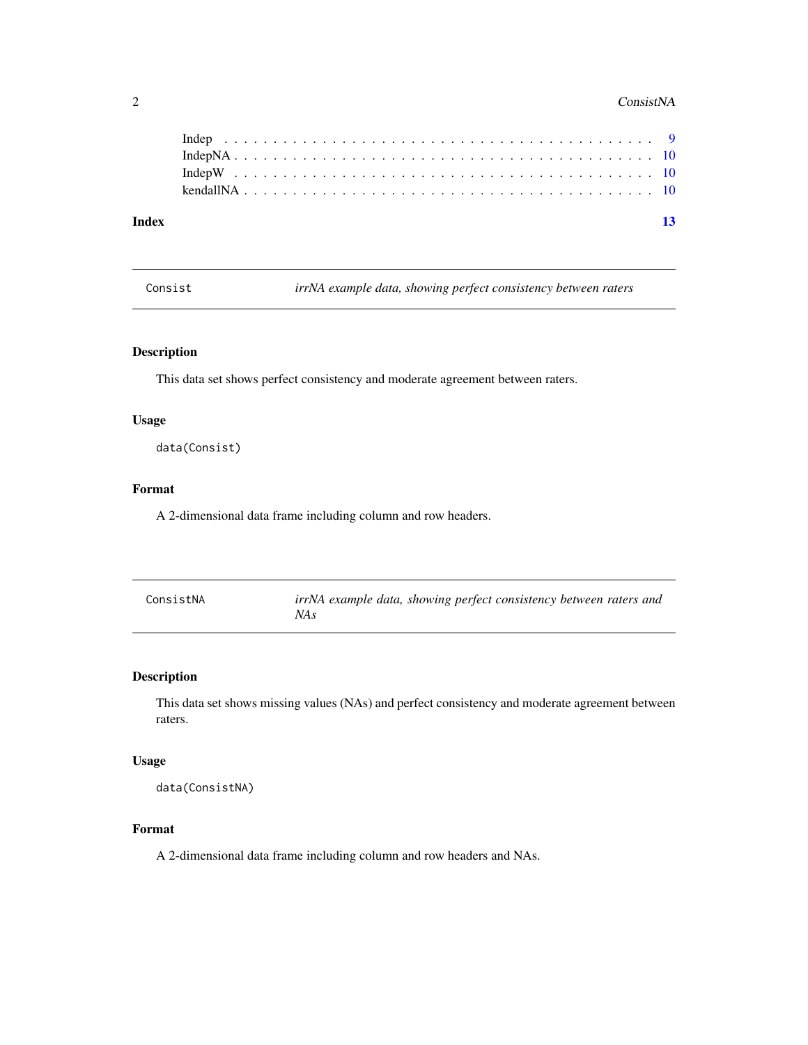Indep . . . . . . . . . . . . . . . . . . . . . . . . . . . . . . . . . . . . . . . . 9
IndepNA . . . . . . . . . . . . . . . . . . . . . . . . . . . . . . . . . . . . . . . 10
IndepW . . . . . . . . . . . . . . . . . . . . . . . . . . . . . . . . . . . . . . . 10
kendallNA . . . . . . . . . . . . . . . . . . . . . . . . . . . . . . . . . . . . . . 10

**Index** **13**

---

## `Consist` — *irrNA example data, showing perfect consistency between raters*

### Description

This data set shows perfect consistency and moderate agreement between raters.

### Usage

```
data(Consist)
```

### Format

A 2-dimensional data frame including column and row headers.

---

## `ConsistNA` — *irrNA example data, showing perfect consistency between raters and NAs*

### Description

This data set shows missing values (NAs) and perfect consistency and moderate agreement between raters.

### Usage

```
data(ConsistNA)
```

### Format

A 2-dimensional data frame including column and row headers and NAs.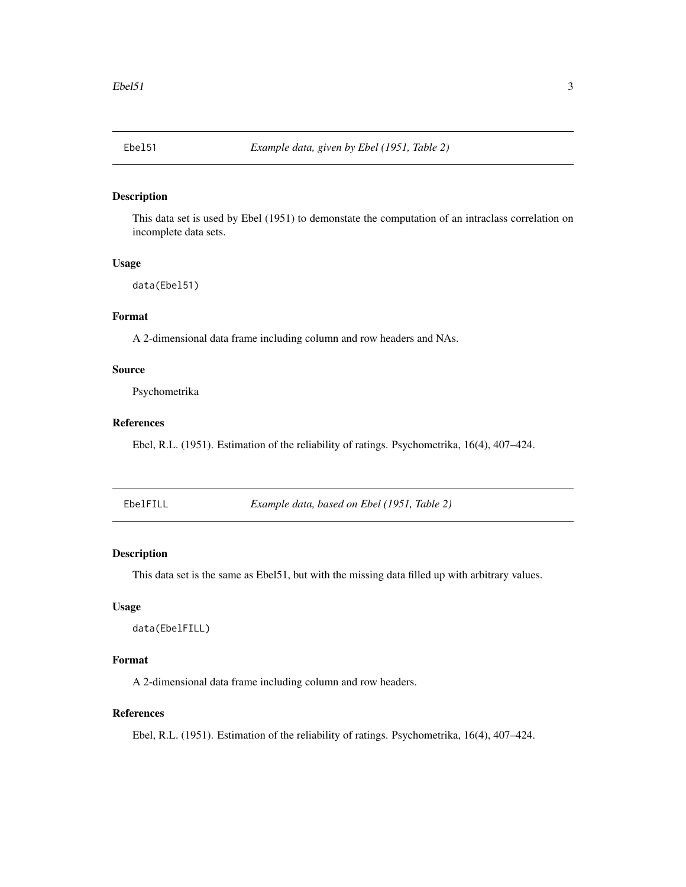## Ebel51 *Example data, given by Ebel (1951, Table 2)*

### Description

This data set is used by Ebel (1951) to demonstate the computation of an intraclass correlation on incomplete data sets.

### Usage

```
data(Ebel51)
```

### Format

A 2-dimensional data frame including column and row headers and NAs.

### Source

Psychometrika

### References

Ebel, R.L. (1951). Estimation of the reliability of ratings. Psychometrika, 16(4), 407–424.

## EbelFILL *Example data, based on Ebel (1951, Table 2)*

### Description

This data set is the same as Ebel51, but with the missing data filled up with arbitrary values.

### Usage

```
data(EbelFILL)
```

### Format

A 2-dimensional data frame including column and row headers.

### References

Ebel, R.L. (1951). Estimation of the reliability of ratings. Psychometrika, 16(4), 407–424.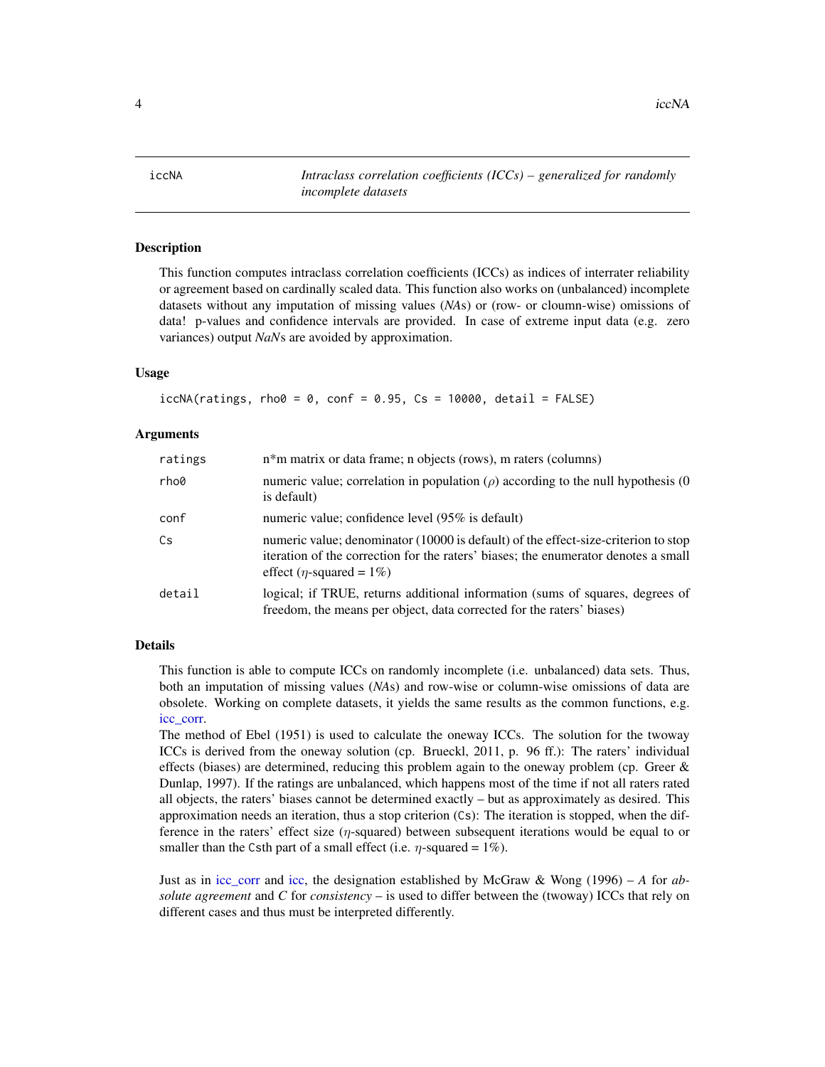iccNA *Intraclass correlation coefficients (ICCs) – generalized for randomly incomplete datasets*

## Description

This function computes intraclass correlation coefficients (ICCs) as indices of interrater reliability or agreement based on cardinally scaled data. This function also works on (unbalanced) incomplete datasets without any imputation of missing values (*NA*s) or (row- or cloumn-wise) omissions of data! p-values and confidence intervals are provided. In case of extreme input data (e.g. zero variances) output *NaN*s are avoided by approximation.

## Usage

```
iccNA(ratings, rho0 = 0, conf = 0.95, Cs = 10000, detail = FALSE)
```

## Arguments

| | |
|---|---|
| ratings | n*m matrix or data frame; n objects (rows), m raters (columns) |
| rho0 | numeric value; correlation in population ($\rho$) according to the null hypothesis (0 is default) |
| conf | numeric value; confidence level (95% is default) |
| Cs | numeric value; denominator (10000 is default) of the effect-size-criterion to stop iteration of the correction for the raters' biases; the enumerator denotes a small effect ($\eta$-squared = 1%) |
| detail | logical; if TRUE, returns additional information (sums of squares, degrees of freedom, the means per object, data corrected for the raters' biases) |

## Details

This function is able to compute ICCs on randomly incomplete (i.e. unbalanced) data sets. Thus, both an imputation of missing values (*NA*s) and row-wise or column-wise omissions of data are obsolete. Working on complete datasets, it yields the same results as the common functions, e.g. icc_corr.

The method of Ebel (1951) is used to calculate the oneway ICCs. The solution for the twoway ICCs is derived from the oneway solution (cp. Brueckl, 2011, p. 96 ff.): The raters' individual effects (biases) are determined, reducing this problem again to the oneway problem (cp. Greer & Dunlap, 1997). If the ratings are unbalanced, which happens most of the time if not all raters rated all objects, the raters' biases cannot be determined exactly – but as approximately as desired. This approximation needs an iteration, thus a stop criterion (Cs): The iteration is stopped, when the difference in the raters' effect size ($\eta$-squared) between subsequent iterations would be equal to or smaller than the Csth part of a small effect (i.e. $\eta$-squared = 1%).

Just as in icc_corr and icc, the designation established by McGraw & Wong (1996) – *A* for *absolute agreement* and *C* for *consistency* – is used to differ between the (twoway) ICCs that rely on different cases and thus must be interpreted differently.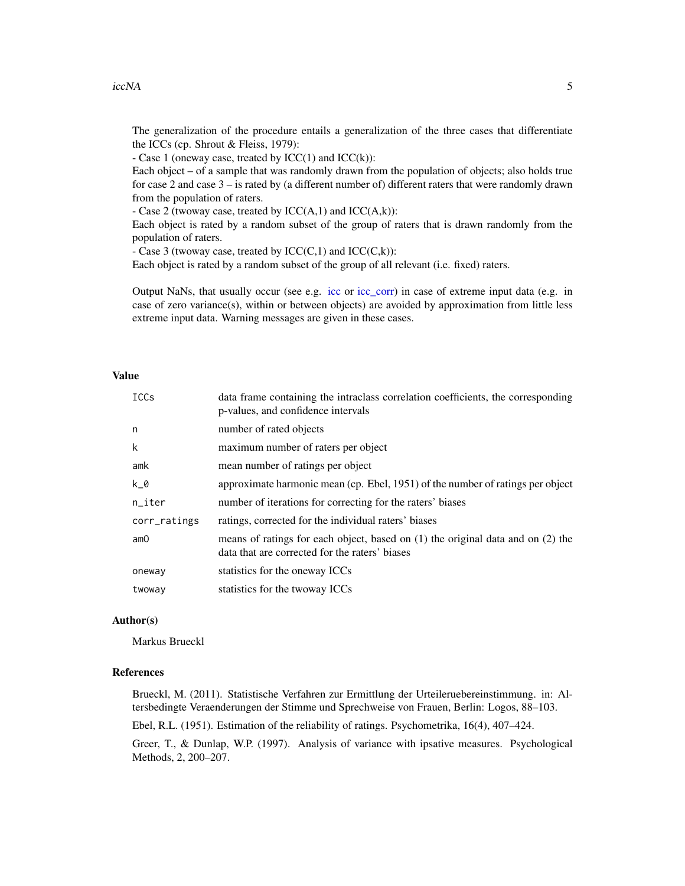The generalization of the procedure entails a generalization of the three cases that differentiate the ICCs (cp. Shrout & Fleiss, 1979):

- Case 1 (oneway case, treated by ICC(1) and ICC(k)):

Each object – of a sample that was randomly drawn from the population of objects; also holds true for case 2 and case 3 – is rated by (a different number of) different raters that were randomly drawn from the population of raters.

- Case 2 (twoway case, treated by ICC(A,1) and ICC(A,k)):

Each object is rated by a random subset of the group of raters that is drawn randomly from the population of raters.

- Case 3 (twoway case, treated by ICC(C,1) and ICC(C,k)):

Each object is rated by a random subset of the group of all relevant (i.e. fixed) raters.

Output NaNs, that usually occur (see e.g. icc or icc_corr) in case of extreme input data (e.g. in case of zero variance(s), within or between objects) are avoided by approximation from little less extreme input data. Warning messages are given in these cases.

## Value

| | |
|---|---|
| `ICCs` | data frame containing the intraclass correlation coefficients, the corresponding p-values, and confidence intervals |
| `n` | number of rated objects |
| `k` | maximum number of raters per object |
| `amk` | mean number of ratings per object |
| `k_0` | approximate harmonic mean (cp. Ebel, 1951) of the number of ratings per object |
| `n_iter` | number of iterations for correcting for the raters' biases |
| `corr_ratings` | ratings, corrected for the individual raters' biases |
| `amO` | means of ratings for each object, based on (1) the original data and on (2) the data that are corrected for the raters' biases |
| `oneway` | statistics for the oneway ICCs |
| `twoway` | statistics for the twoway ICCs |

## Author(s)

Markus Brueckl

## References

Brueckl, M. (2011). Statistische Verfahren zur Ermittlung der Urteileruebereinstimmung. in: Altersbedingte Veraenderungen der Stimme und Sprechweise von Frauen, Berlin: Logos, 88–103.

Ebel, R.L. (1951). Estimation of the reliability of ratings. Psychometrika, 16(4), 407–424.

Greer, T., & Dunlap, W.P. (1997). Analysis of variance with ipsative measures. Psychological Methods, 2, 200–207.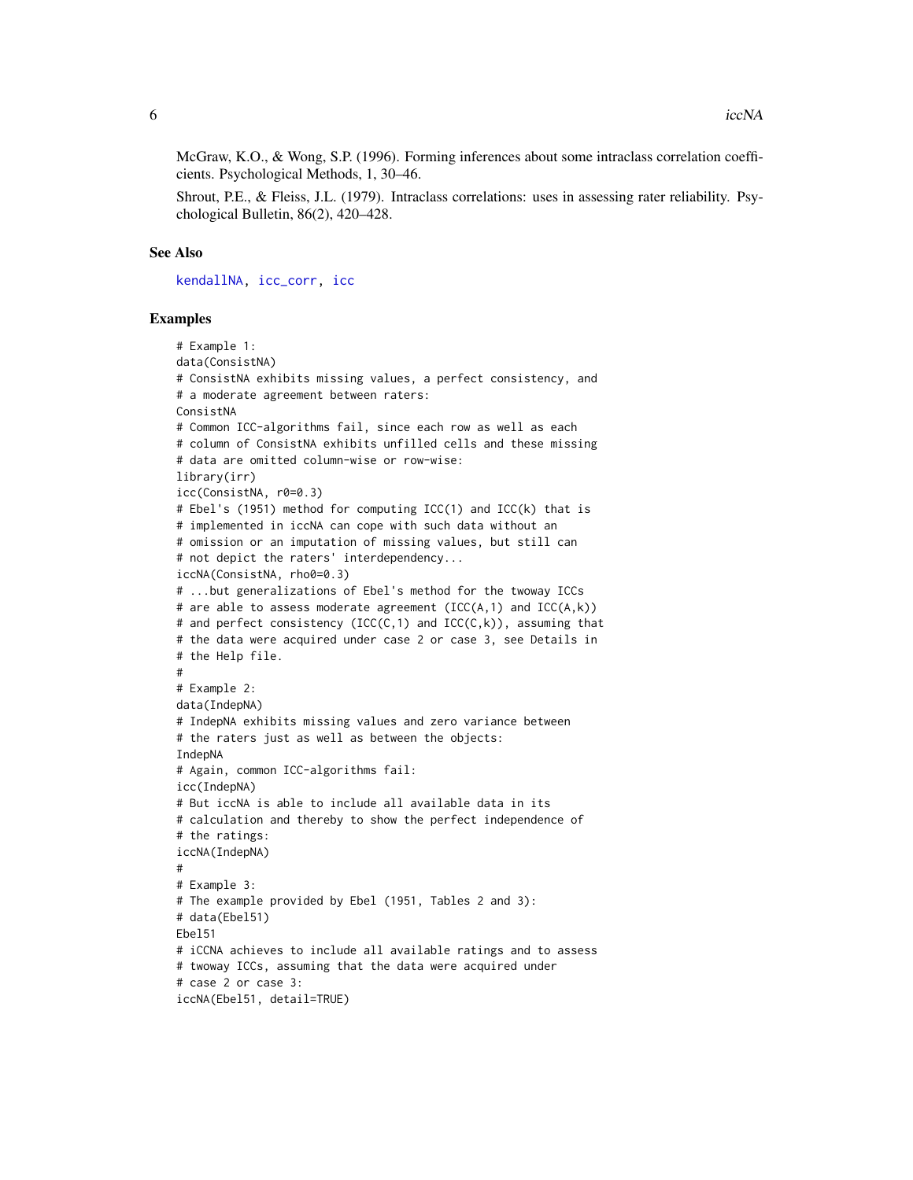McGraw, K.O., & Wong, S.P. (1996). Forming inferences about some intraclass correlation coefficients. Psychological Methods, 1, 30–46.

Shrout, P.E., & Fleiss, J.L. (1979). Intraclass correlations: uses in assessing rater reliability. Psychological Bulletin, 86(2), 420–428.

## See Also

kendallNA, icc_corr, icc

## Examples

```
# Example 1:
data(ConsistNA)
# ConsistNA exhibits missing values, a perfect consistency, and
# a moderate agreement between raters:
ConsistNA
# Common ICC-algorithms fail, since each row as well as each
# column of ConsistNA exhibits unfilled cells and these missing
# data are omitted column-wise or row-wise:
library(irr)
icc(ConsistNA, r0=0.3)
# Ebel's (1951) method for computing ICC(1) and ICC(k) that is
# implemented in iccNA can cope with such data without an
# omission or an imputation of missing values, but still can
# not depict the raters' interdependency...
iccNA(ConsistNA, rho0=0.3)
# ...but generalizations of Ebel's method for the twoway ICCs
# are able to assess moderate agreement (ICC(A,1) and ICC(A,k))
# and perfect consistency (ICC(C,1) and ICC(C,k)), assuming that
# the data were acquired under case 2 or case 3, see Details in
# the Help file.
#
# Example 2:
data(IndepNA)
# IndepNA exhibits missing values and zero variance between
# the raters just as well as between the objects:
IndepNA
# Again, common ICC-algorithms fail:
icc(IndepNA)
# But iccNA is able to include all available data in its
# calculation and thereby to show the perfect independence of
# the ratings:
iccNA(IndepNA)
#
# Example 3:
# The example provided by Ebel (1951, Tables 2 and 3):
# data(Ebel51)
Ebel51
# iCCNA achieves to include all available ratings and to assess
# twoway ICCs, assuming that the data were acquired under
# case 2 or case 3:
iccNA(Ebel51, detail=TRUE)
```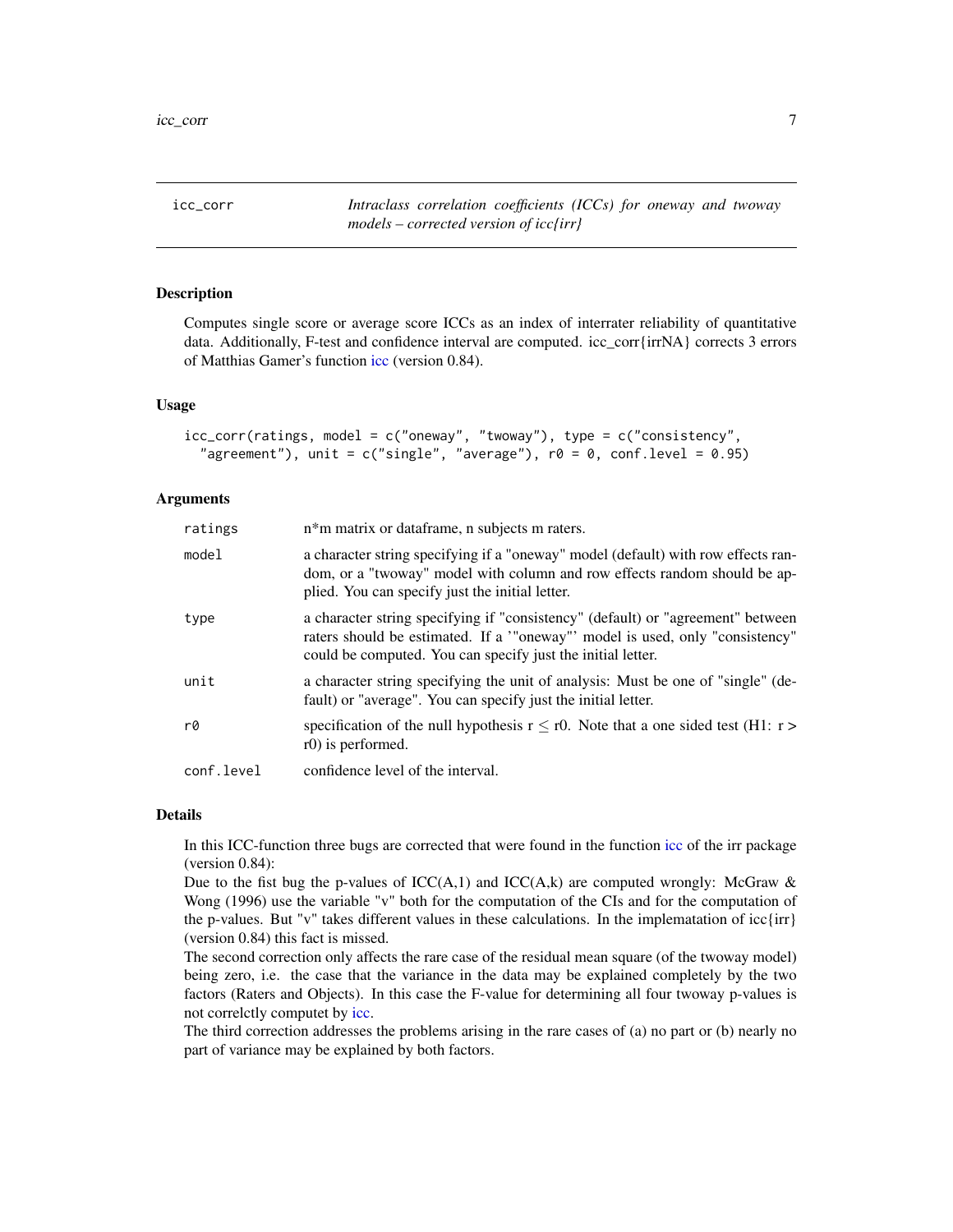## icc_corr — *Intraclass correlation coefficients (ICCs) for oneway and twoway models – corrected version of icc{irr}*

### Description

Computes single score or average score ICCs as an index of interrater reliability of quantitative data. Additionally, F-test and confidence interval are computed. icc_corr{irrNA} corrects 3 errors of Matthias Gamer's function icc (version 0.84).

### Usage

```
icc_corr(ratings, model = c("oneway", "twoway"), type = c("consistency",
  "agreement"), unit = c("single", "average"), r0 = 0, conf.level = 0.95)
```

### Arguments

| | |
|---|---|
| `ratings` | n*m matrix or dataframe, n subjects m raters. |
| `model` | a character string specifying if a "oneway" model (default) with row effects random, or a "twoway" model with column and row effects random should be applied. You can specify just the initial letter. |
| `type` | a character string specifying if "consistency" (default) or "agreement" between raters should be estimated. If a '"oneway"' model is used, only "consistency" could be computed. You can specify just the initial letter. |
| `unit` | a character string specifying the unit of analysis: Must be one of "single" (default) or "average". You can specify just the initial letter. |
| `r0` | specification of the null hypothesis $r \leq r0$. Note that a one sided test (H1: $r > r0$) is performed. |
| `conf.level` | confidence level of the interval. |

### Details

In this ICC-function three bugs are corrected that were found in the function icc of the irr package (version 0.84):

Due to the fist bug the p-values of ICC(A,1) and ICC(A,k) are computed wrongly: McGraw & Wong (1996) use the variable "v" both for the computation of the CIs and for the computation of the p-values. But "v" takes different values in these calculations. In the implematation of icc{irr} (version 0.84) this fact is missed.

The second correction only affects the rare case of the residual mean square (of the twoway model) being zero, i.e. the case that the variance in the data may be explained completely by the two factors (Raters and Objects). In this case the F-value for determining all four twoway p-values is not correlctly computet by icc.

The third correction addresses the problems arising in the rare cases of (a) no part or (b) nearly no part of variance may be explained by both factors.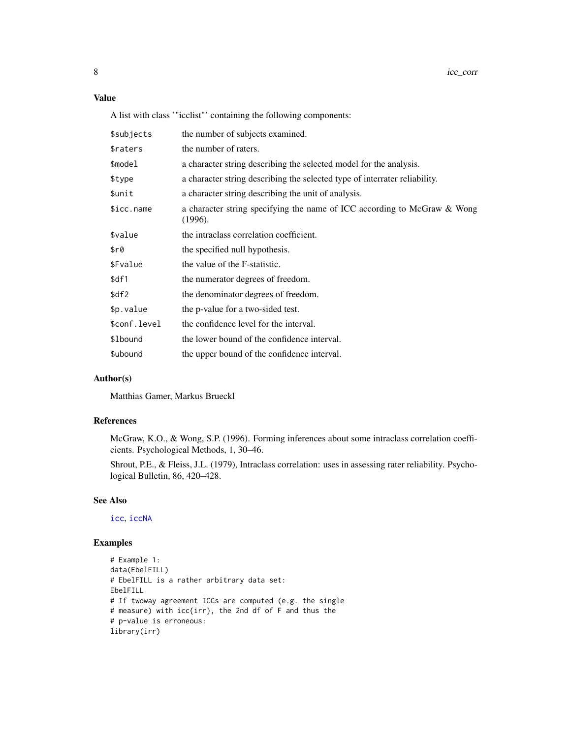## Value

A list with class '"icclist"' containing the following components:

| | |
|---|---|
| `$subjects` | the number of subjects examined. |
| `$raters` | the number of raters. |
| `$model` | a character string describing the selected model for the analysis. |
| `$type` | a character string describing the selected type of interrater reliability. |
| `$unit` | a character string describing the unit of analysis. |
| `$icc.name` | a character string specifying the name of ICC according to McGraw & Wong (1996). |
| `$value` | the intraclass correlation coefficient. |
| `$r0` | the specified null hypothesis. |
| `$Fvalue` | the value of the F-statistic. |
| `$df1` | the numerator degrees of freedom. |
| `$df2` | the denominator degrees of freedom. |
| `$p.value` | the p-value for a two-sided test. |
| `$conf.level` | the confidence level for the interval. |
| `$lbound` | the lower bound of the confidence interval. |
| `$ubound` | the upper bound of the confidence interval. |

## Author(s)

Matthias Gamer, Markus Brueckl

## References

McGraw, K.O., & Wong, S.P. (1996). Forming inferences about some intraclass correlation coefficients. Psychological Methods, 1, 30–46.

Shrout, P.E., & Fleiss, J.L. (1979), Intraclass correlation: uses in assessing rater reliability. Psychological Bulletin, 86, 420–428.

## See Also

icc, iccNA

## Examples

```
# Example 1:
data(EbelFILL)
# EbelFILL is a rather arbitrary data set:
EbelFILL
# If twoway agreement ICCs are computed (e.g. the single
# measure) with icc{irr}, the 2nd df of F and thus the
# p-value is erroneous:
library(irr)
```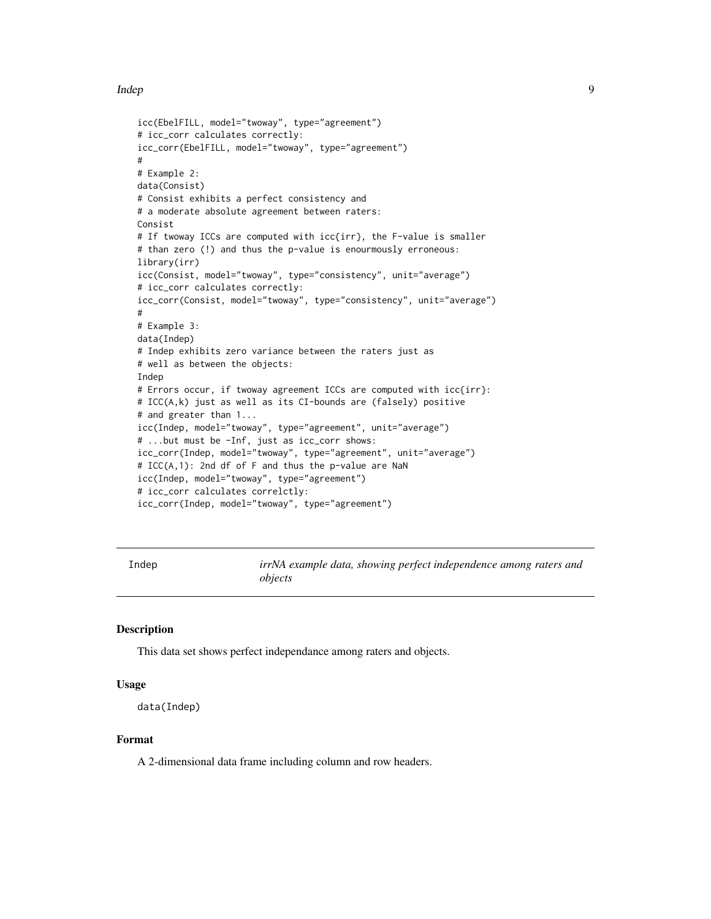```
icc(EbelFILL, model="twoway", type="agreement")
# icc_corr calculates correctly:
icc_corr(EbelFILL, model="twoway", type="agreement")
#
# Example 2:
data(Consist)
# Consist exhibits a perfect consistency and
# a moderate absolute agreement between raters:
Consist
# If twoway ICCs are computed with icc{irr}, the F-value is smaller
# than zero (!) and thus the p-value is enourmously erroneous:
library(irr)
icc(Consist, model="twoway", type="consistency", unit="average")
# icc_corr calculates correctly:
icc_corr(Consist, model="twoway", type="consistency", unit="average")
#
# Example 3:
data(Indep)
# Indep exhibits zero variance between the raters just as
# well as between the objects:
Indep
# Errors occur, if twoway agreement ICCs are computed with icc{irr}:
# ICC(A,k) just as well as its CI-bounds are (falsely) positive
# and greater than 1...
icc(Indep, model="twoway", type="agreement", unit="average")
# ...but must be -Inf, just as icc_corr shows:
icc_corr(Indep, model="twoway", type="agreement", unit="average")
# ICC(A,1): 2nd df of F and thus the p-value are NaN
icc(Indep, model="twoway", type="agreement")
# icc_corr calculates correlctly:
icc_corr(Indep, model="twoway", type="agreement")
```

---

Indep — *irrNA example data, showing perfect independence among raters and objects*

---

## Description

This data set shows perfect independance among raters and objects.

## Usage

```
data(Indep)
```

## Format

A 2-dimensional data frame including column and row headers.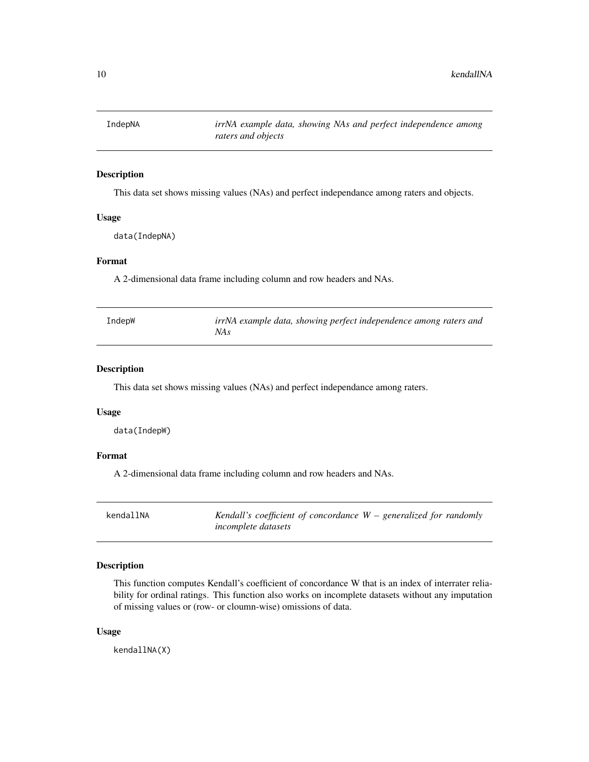## IndepNA — *irrNA example data, showing NAs and perfect independence among raters and objects*

### Description

This data set shows missing values (NAs) and perfect independance among raters and objects.

### Usage

```
data(IndepNA)
```

### Format

A 2-dimensional data frame including column and row headers and NAs.

## IndepW — *irrNA example data, showing perfect independence among raters and NAs*

### Description

This data set shows missing values (NAs) and perfect independance among raters.

### Usage

```
data(IndepW)
```

### Format

A 2-dimensional data frame including column and row headers and NAs.

## kendallNA — *Kendall's coefficient of concordance W – generalized for randomly incomplete datasets*

### Description

This function computes Kendall's coefficient of concordance W that is an index of interrater reliability for ordinal ratings. This function also works on incomplete datasets without any imputation of missing values or (row- or cloumn-wise) omissions of data.

### Usage

```
kendallNA(X)
```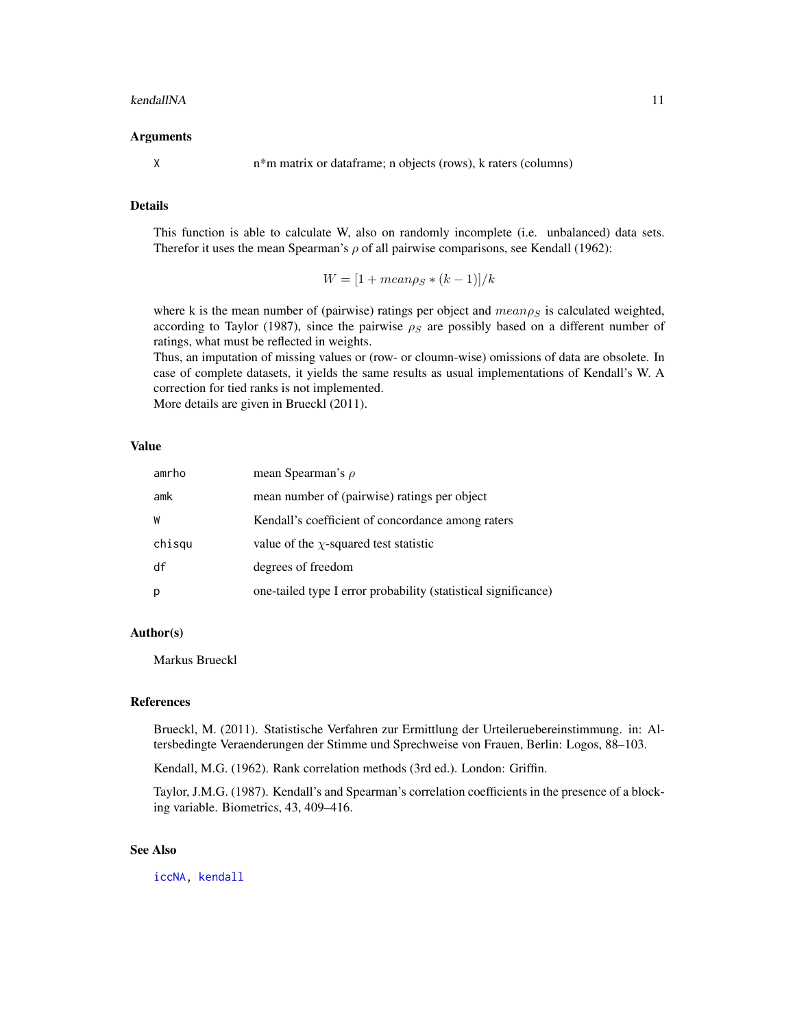### Arguments

| | |
|---|---|
| `X` | n*m matrix or dataframe; n objects (rows), k raters (columns) |

### Details

This function is able to calculate W, also on randomly incomplete (i.e. unbalanced) data sets. Therefor it uses the mean Spearman's $\rho$ of all pairwise comparisons, see Kendall (1962):

$$W = [1 + mean\rho_S * (k - 1)]/k$$

where k is the mean number of (pairwise) ratings per object and $mean\rho_S$ is calculated weighted, according to Taylor (1987), since the pairwise $\rho_S$ are possibly based on a different number of ratings, what must be reflected in weights.
Thus, an imputation of missing values or (row- or cloumn-wise) omissions of data are obsolete. In case of complete datasets, it yields the same results as usual implementations of Kendall's W. A correction for tied ranks is not implemented.
More details are given in Brueckl (2011).

### Value

| | |
|---|---|
| `amrho` | mean Spearman's $\rho$ |
| `amk` | mean number of (pairwise) ratings per object |
| `W` | Kendall's coefficient of concordance among raters |
| `chisqu` | value of the $\chi$-squared test statistic |
| `df` | degrees of freedom |
| `p` | one-tailed type I error probability (statistical significance) |

### Author(s)

Markus Brueckl

### References

Brueckl, M. (2011). Statistische Verfahren zur Ermittlung der Urteileruebereinstimmung. in: Altersbedingte Veraenderungen der Stimme und Sprechweise von Frauen, Berlin: Logos, 88–103.

Kendall, M.G. (1962). Rank correlation methods (3rd ed.). London: Griffin.

Taylor, J.M.G. (1987). Kendall's and Spearman's correlation coefficients in the presence of a blocking variable. Biometrics, 43, 409–416.

### See Also

`iccNA`, `kendall`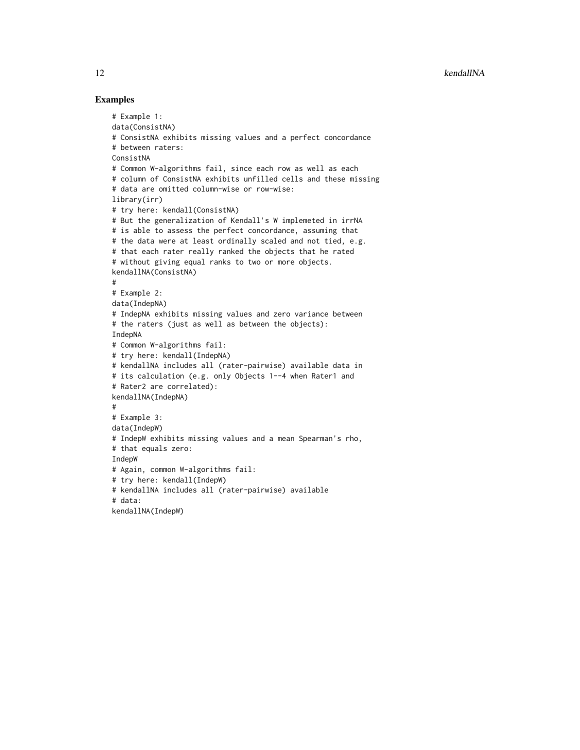## Examples

```
# Example 1:
data(ConsistNA)
# ConsistNA exhibits missing values and a perfect concordance
# between raters:
ConsistNA
# Common W-algorithms fail, since each row as well as each
# column of ConsistNA exhibits unfilled cells and these missing
# data are omitted column-wise or row-wise:
library(irr)
# try here: kendall(ConsistNA)
# But the generalization of Kendall's W implemeted in irrNA
# is able to assess the perfect concordance, assuming that
# the data were at least ordinally scaled and not tied, e.g.
# that each rater really ranked the objects that he rated
# without giving equal ranks to two or more objects.
kendallNA(ConsistNA)
#
# Example 2:
data(IndepNA)
# IndepNA exhibits missing values and zero variance between
# the raters (just as well as between the objects):
IndepNA
# Common W-algorithms fail:
# try here: kendall(IndepNA)
# kendallNA includes all (rater-pairwise) available data in
# its calculation (e.g. only Objects 1--4 when Rater1 and
# Rater2 are correlated):
kendallNA(IndepNA)
#
# Example 3:
data(IndepW)
# IndepW exhibits missing values and a mean Spearman's rho,
# that equals zero:
IndepW
# Again, common W-algorithms fail:
# try here: kendall(IndepW)
# kendallNA includes all (rater-pairwise) available
# data:
kendallNA(IndepW)
```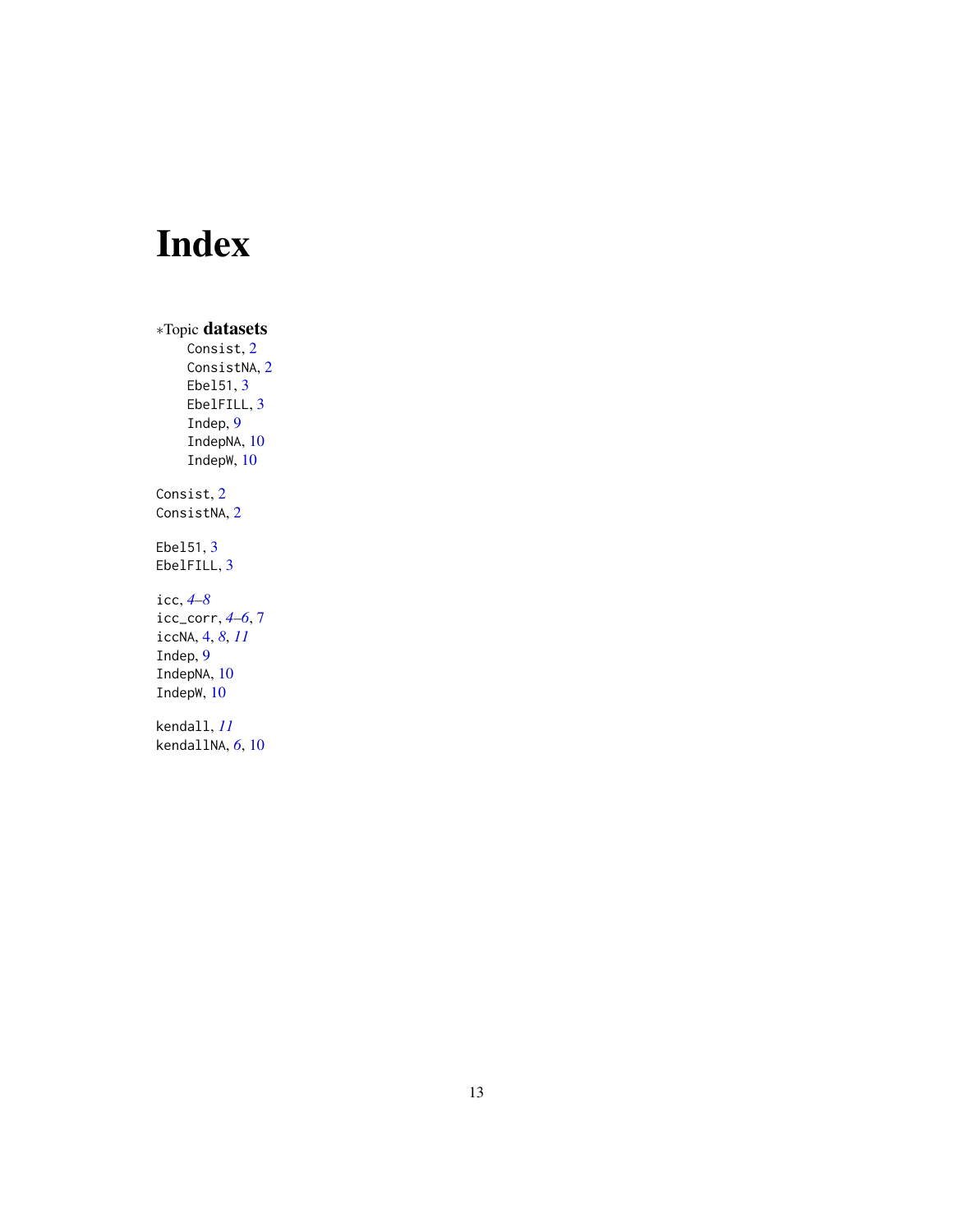# Index

*Topic **datasets**

- Consist, 2
- ConsistNA, 2
- Ebel51, 3
- EbelFILL, 3
- Indep, 9
- IndepNA, 10
- IndepW, 10

Consist, 2
ConsistNA, 2

Ebel51, 3
EbelFILL, 3

icc, *4–8*
icc_corr, *4–6*, 7
iccNA, 4, *8*, *11*
Indep, 9
IndepNA, 10
IndepW, 10

kendall, *11*
kendallNA, *6*, 10